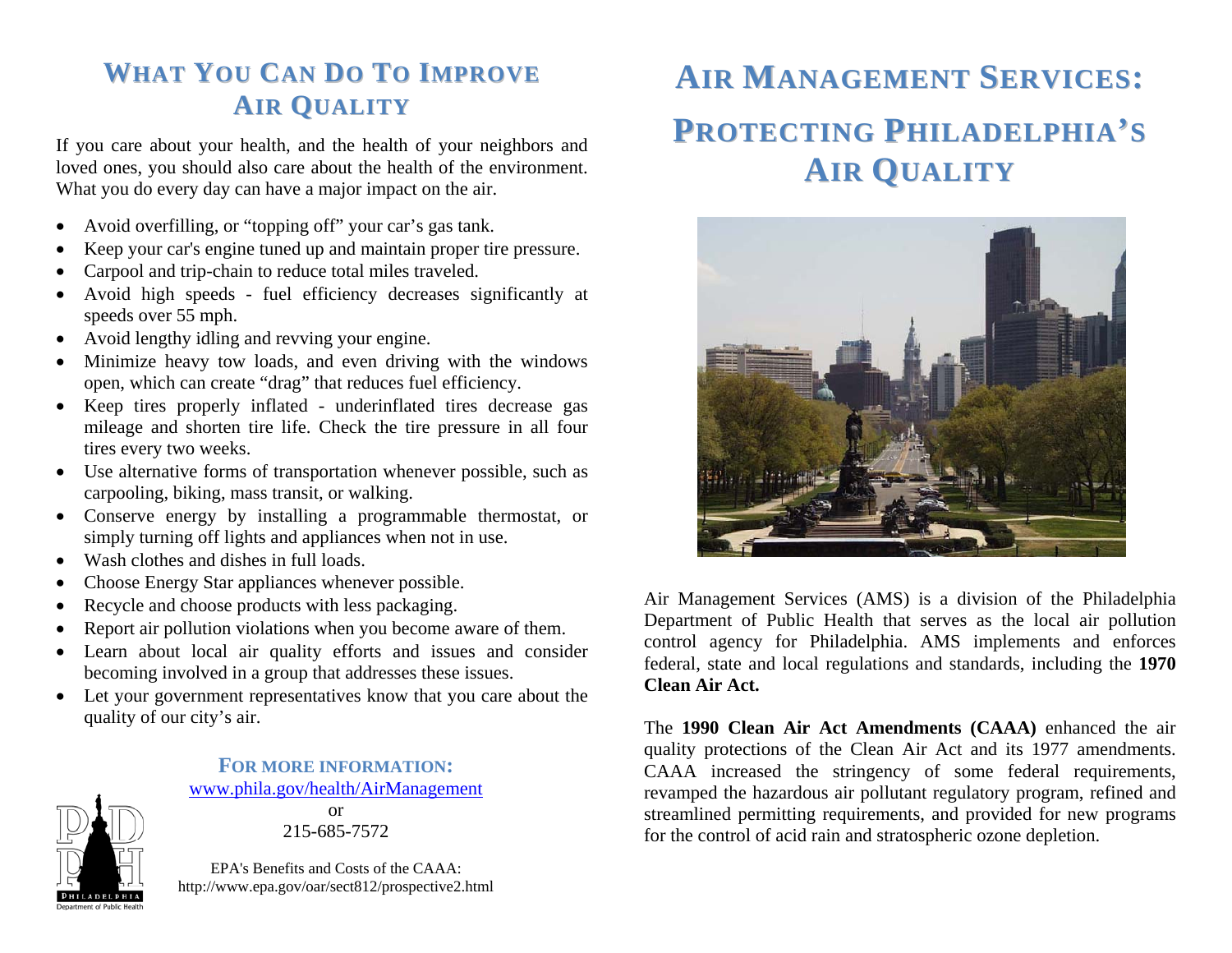## What You Can Do To Improve Air Quality

If you care about your health, and the health of your neighbors and loved ones, you should also care about the health of the environment. What you do every day can have a major impact on the air.

- Avoid overfilling, or "topping off" your car's gas tank.
- Keep your car's engine tuned up and maintain proper tire pressure.
- Carpool and trip-chain to reduce total miles traveled.
- Avoid high speeds - fuel efficiency decreases significantly at speeds over 55 mph.
- Avoid lengthy idling and revving your engine.
- Minimize heavy tow loads, and even driving with the windows open, which can create "drag" that reduces fuel efficiency.
- Keep tires properly inflated - underinflated tires decrease gas mileage and shorten tire life. Check the tire pressure in all four tires every two weeks.
- Use alternative forms of transportation whenever possible, such as carpooling, biking, mass transit, or walking.
- Conserve energy by installing a programmable thermostat, or simply turning off lights and appliances when not in use.
- Wash clothes and dishes in full loads.
- Choose Energy Star appliances whenever possible.
- Recycle and choose products with less packaging.
- Report air pollution violations when you become aware of them.
- Learn about local air quality efforts and issues and consider becoming involved in a group that addresses these issues.
- Let your government representatives know that you care about the quality of our city's air.

### For more information:

www.phila.gov/health/AirManagement

or

215-685-7572

EPA's Benefits and Costs of the CAAA:
http://www.epa.gov/oar/sect812/prospective2.html

Philadelphia Department of Public Health

# Air Management Services: Protecting Philadelphia's Air Quality

Air Management Services (AMS) is a division of the Philadelphia Department of Public Health that serves as the local air pollution control agency for Philadelphia. AMS implements and enforces federal, state and local regulations and standards, including the **1970 Clean Air Act.**

The **1990 Clean Air Act Amendments (CAAA)** enhanced the air quality protections of the Clean Air Act and its 1977 amendments. CAAA increased the stringency of some federal requirements, revamped the hazardous air pollutant regulatory program, refined and streamlined permitting requirements, and provided for new programs for the control of acid rain and stratospheric ozone depletion.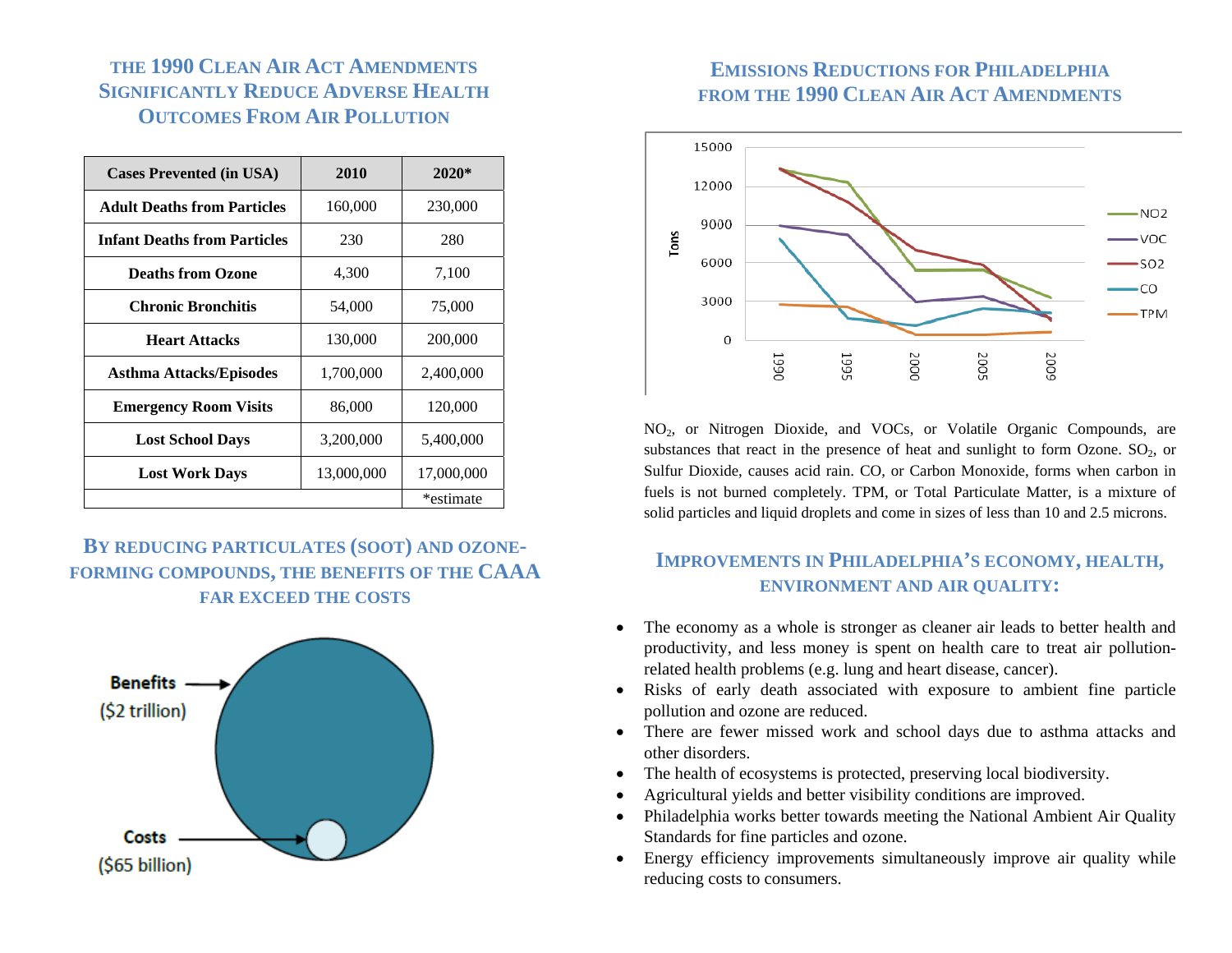## The 1990 Clean Air Act Amendments Significantly Reduce Adverse Health Outcomes From Air Pollution

| Cases Prevented (in USA) | 2010 | 2020* |
|---|---|---|
| Adult Deaths from Particles | 160,000 | 230,000 |
| Infant Deaths from Particles | 230 | 280 |
| Deaths from Ozone | 4,300 | 7,100 |
| Chronic Bronchitis | 54,000 | 75,000 |
| Heart Attacks | 130,000 | 200,000 |
| Asthma Attacks/Episodes | 1,700,000 | 2,400,000 |
| Emergency Room Visits | 86,000 | 120,000 |
| Lost School Days | 3,200,000 | 5,400,000 |
| Lost Work Days | 13,000,000 | 17,000,000 |
| | | *estimate |

## By Reducing Particulates (Soot) and Ozone-Forming Compounds, the Benefits of the CAAA Far Exceed the Costs

Benefits
($2 trillion)

Costs
($65 billion)

## Emissions Reductions for Philadelphia from the 1990 Clean Air Act Amendments

Tons

15000
12000
9000
6000
3000
0

1990
1995
2000
2005
2009

NO2
VOC
SO2
CO
TPM

$NO_2$, or Nitrogen Dioxide, and VOCs, or Volatile Organic Compounds, are substances that react in the presence of heat and sunlight to form Ozone. $SO_2$, or Sulfur Dioxide, causes acid rain. CO, or Carbon Monoxide, forms when carbon in fuels is not burned completely. TPM, or Total Particulate Matter, is a mixture of solid particles and liquid droplets and come in sizes of less than 10 and 2.5 microns.

## Improvements in Philadelphia's Economy, Health, Environment and Air Quality:

- The economy as a whole is stronger as cleaner air leads to better health and productivity, and less money is spent on health care to treat air pollution-related health problems (e.g. lung and heart disease, cancer).
- Risks of early death associated with exposure to ambient fine particle pollution and ozone are reduced.
- There are fewer missed work and school days due to asthma attacks and other disorders.
- The health of ecosystems is protected, preserving local biodiversity.
- Agricultural yields and better visibility conditions are improved.
- Philadelphia works better towards meeting the National Ambient Air Quality Standards for fine particles and ozone.
- Energy efficiency improvements simultaneously improve air quality while reducing costs to consumers.